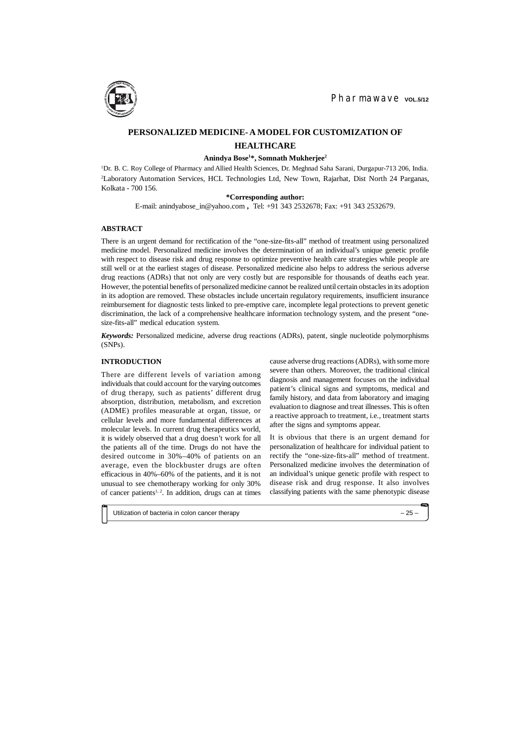# PERSONALIZED MEDICINE- A MODEL FOR CUSTOMIZATION OF HEALTHCARE

**Anindya Bose[1]*, Somnath Mukherjee[2]**

[1]Dr. B. C. Roy College of Pharmacy and Allied Health Sciences, Dr. Meghnad Saha Sarani, Durgapur-713 206, India.
[2]Laboratory Automation Services, HCL Technologies Ltd, New Town, Rajarhat, Dist North 24 Parganas, Kolkata - 700 156.

**\*Corresponding author:**
E-mail: anindyabose_in@yahoo.com , Tel: +91 343 2532678; Fax: +91 343 2532679.

## ABSTRACT

There is an urgent demand for rectification of the "one-size-fits-all" method of treatment using personalized medicine model. Personalized medicine involves the determination of an individual's unique genetic profile with respect to disease risk and drug response to optimize preventive health care strategies while people are still well or at the earliest stages of disease. Personalized medicine also helps to address the serious adverse drug reactions (ADRs) that not only are very costly but are responsible for thousands of deaths each year. However, the potential benefits of personalized medicine cannot be realized until certain obstacles in its adoption in its adoption are removed. These obstacles include uncertain regulatory requirements, insufficient insurance reimbursement for diagnostic tests linked to pre-emptive care, incomplete legal protections to prevent genetic discrimination, the lack of a comprehensive healthcare information technology system, and the present "one-size-fits-all" medical education system.

***Keywords:*** Personalized medicine, adverse drug reactions (ADRs), patent, single nucleotide polymorphisms (SNPs).

## INTRODUCTION

There are different levels of variation among individuals that could account for the varying outcomes of drug therapy, such as patients' different drug absorption, distribution, metabolism, and excretion (ADME) profiles measurable at organ, tissue, or cellular levels and more fundamental differences at molecular levels. In current drug therapeutics world, it is widely observed that a drug doesn't work for all the patients all of the time. Drugs do not have the desired outcome in 30%–40% of patients on an average, even the blockbuster drugs are often efficacious in 40%–60% of the patients, and it is not unusual to see chemotherapy working for only 30% of cancer patients[1, 2]. In addition, drugs can at times cause adverse drug reactions (ADRs), with some more severe than others. Moreover, the traditional clinical diagnosis and management focuses on the individual patient's clinical signs and symptoms, medical and family history, and data from laboratory and imaging evaluation to diagnose and treat illnesses. This is often a reactive approach to treatment, i.e., treatment starts after the signs and symptoms appear.

It is obvious that there is an urgent demand for personalization of healthcare for individual patient to rectify the "one-size-fits-all" method of treatment. Personalized medicine involves the determination of an individual's unique genetic profile with respect to disease risk and drug response. It also involves classifying patients with the same phenotypic disease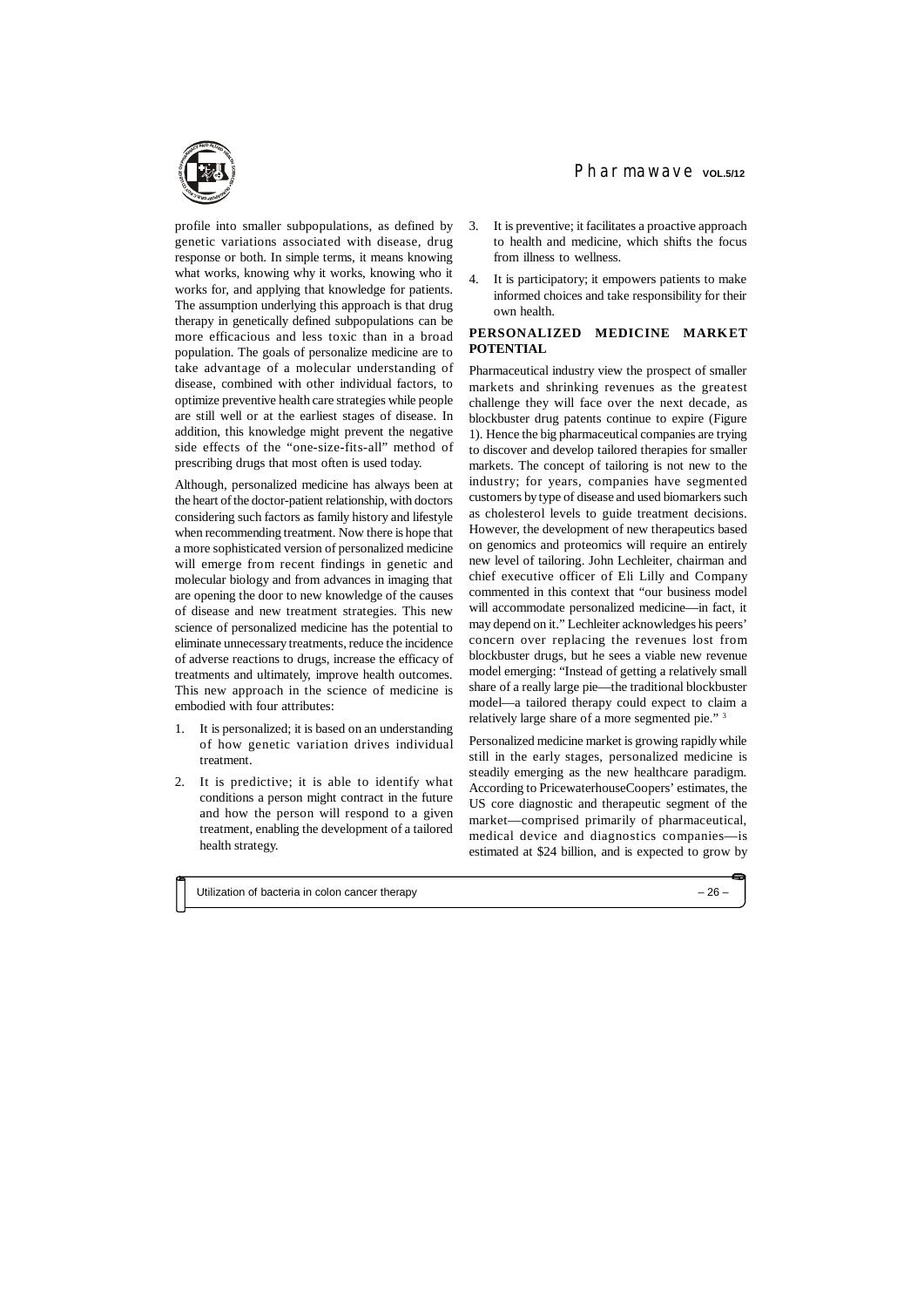profile into smaller subpopulations, as defined by genetic variations associated with disease, drug response or both. In simple terms, it means knowing what works, knowing why it works, knowing who it works for, and applying that knowledge for patients. The assumption underlying this approach is that drug therapy in genetically defined subpopulations can be more efficacious and less toxic than in a broad population. The goals of personalize medicine are to take advantage of a molecular understanding of disease, combined with other individual factors, to optimize preventive health care strategies while people are still well or at the earliest stages of disease. In addition, this knowledge might prevent the negative side effects of the "one-size-fits-all" method of prescribing drugs that most often is used today.

Although, personalized medicine has always been at the heart of the doctor-patient relationship, with doctors considering such factors as family history and lifestyle when recommending treatment. Now there is hope that a more sophisticated version of personalized medicine will emerge from recent findings in genetic and molecular biology and from advances in imaging that are opening the door to new knowledge of the causes of disease and new treatment strategies. This new science of personalized medicine has the potential to eliminate unnecessary treatments, reduce the incidence of adverse reactions to drugs, increase the efficacy of treatments and ultimately, improve health outcomes. This new approach in the science of medicine is embodied with four attributes:

1. It is personalized; it is based on an understanding of how genetic variation drives individual treatment.
2. It is predictive; it is able to identify what conditions a person might contract in the future and how the person will respond to a given treatment, enabling the development of a tailored health strategy.
3. It is preventive; it facilitates a proactive approach to health and medicine, which shifts the focus from illness to wellness.
4. It is participatory; it empowers patients to make informed choices and take responsibility for their own health.

## PERSONALIZED MEDICINE MARKET POTENTIAL

Pharmaceutical industry view the prospect of smaller markets and shrinking revenues as the greatest challenge they will face over the next decade, as blockbuster drug patents continue to expire (Figure 1). Hence the big pharmaceutical companies are trying to discover and develop tailored therapies for smaller markets. The concept of tailoring is not new to the industry; for years, companies have segmented customers by type of disease and used biomarkers such as cholesterol levels to guide treatment decisions. However, the development of new therapeutics based on genomics and proteomics will require an entirely new level of tailoring. John Lechleiter, chairman and chief executive officer of Eli Lilly and Company commented in this context that "our business model will accommodate personalized medicine—in fact, it may depend on it." Lechleiter acknowledges his peers' concern over replacing the revenues lost from blockbuster drugs, but he sees a viable new revenue model emerging: "Instead of getting a relatively small share of a really large pie—the traditional blockbuster model—a tailored therapy could expect to claim a relatively large share of a more segmented pie." [3]

Personalized medicine market is growing rapidly while still in the early stages, personalized medicine is steadily emerging as the new healthcare paradigm. According to PricewaterhouseCoopers' estimates, the US core diagnostic and therapeutic segment of the market—comprised primarily of pharmaceutical, medical device and diagnostics companies—is estimated at $24 billion, and is expected to grow by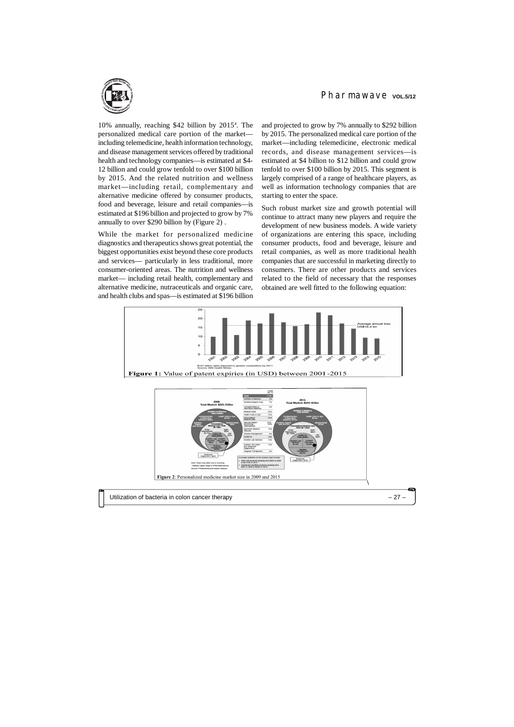10% annually, reaching $42 billion by 2015[4]. The personalized medical care portion of the market—including telemedicine, health information technology, and disease management services offered by traditional health and technology companies—is estimated at $4-12 billion and could grow tenfold to over $100 billion by 2015. And the related nutrition and wellness market—including retail, complementary and alternative medicine offered by consumer products, food and beverage, leisure and retail companies—is estimated at $196 billion and projected to grow by 7% annually to over $290 billion by (Figure 2) .

While the market for personalized medicine diagnostics and therapeutics shows great potential, the biggest opportunities exist beyond these core products and services— particularly in less traditional, more consumer-oriented areas. The nutrition and wellness market— including retail health, complementary and alternative medicine, nutraceuticals and organic care, and health clubs and spas—is estimated at $196 billion and projected to grow by 7% annually to $292 billion by 2015. The personalized medical care portion of the market—including telemedicine, electronic medical records, and disease management services—is estimated at $4 billion to $12 billion and could grow tenfold to over $100 billion by 2015. This segment is largely comprised of a range of healthcare players, as well as information technology companies that are starting to enter the space.

Such robust market size and growth potential will continue to attract many new players and require the development of new business models. A wide variety of organizations are entering this space, including consumer products, food and beverage, leisure and retail companies, as well as more traditional health companies that are successful in marketing directly to consumers. There are other products and services related to the field of necessary that the responses obtained are well fitted to the following equation:

**Figure 1:** Value of patent expiries (in USD) between 2001 -2015

**Figure 2**: Personalized medicine market size in 2009 and 2015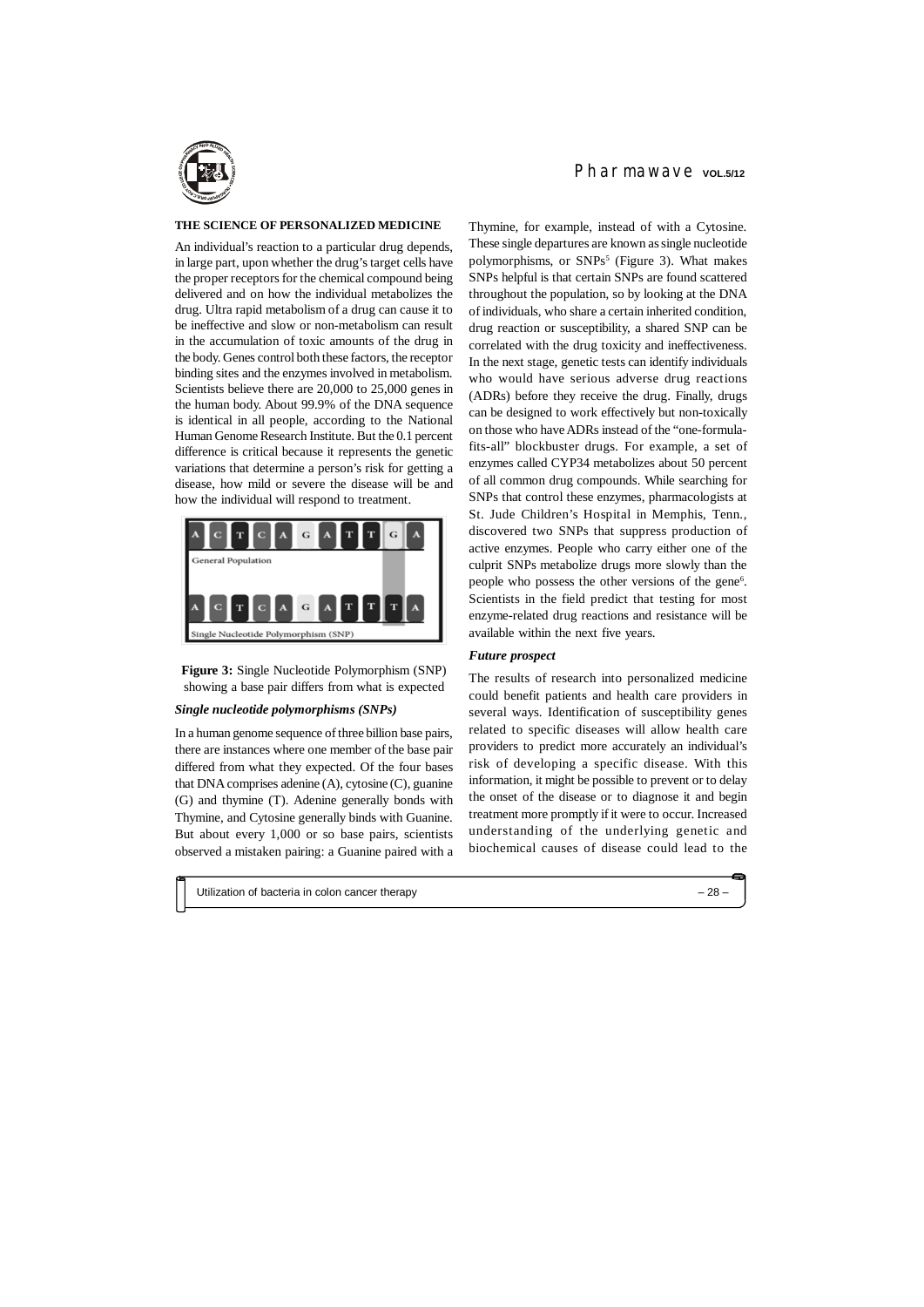### THE SCIENCE OF PERSONALIZED MEDICINE

An individual's reaction to a particular drug depends, in large part, upon whether the drug's target cells have the proper receptors for the chemical compound being delivered and on how the individual metabolizes the drug. Ultra rapid metabolism of a drug can cause it to be ineffective and slow or non-metabolism can result in the accumulation of toxic amounts of the drug in the body. Genes control both these factors, the receptor binding sites and the enzymes involved in metabolism. Scientists believe there are 20,000 to 25,000 genes in the human body. About 99.9% of the DNA sequence is identical in all people, according to the National Human Genome Research Institute. But the 0.1 percent difference is critical because it represents the genetic variations that determine a person's risk for getting a disease, how mild or severe the disease will be and how the individual will respond to treatment.

**Figure 3:** Single Nucleotide Polymorphism (SNP) showing a base pair differs from what is expected

#### *Single nucleotide polymorphisms (SNPs)*

In a human genome sequence of three billion base pairs, there are instances where one member of the base pair differed from what they expected. Of the four bases that DNA comprises adenine (A), cytosine (C), guanine (G) and thymine (T). Adenine generally bonds with Thymine, and Cytosine generally binds with Guanine. But about every 1,000 or so base pairs, scientists observed a mistaken pairing: a Guanine paired with a Thymine, for example, instead of with a Cytosine. These single departures are known as single nucleotide polymorphisms, or SNPs[5] (Figure 3). What makes SNPs helpful is that certain SNPs are found scattered throughout the population, so by looking at the DNA of individuals, who share a certain inherited condition, drug reaction or susceptibility, a shared SNP can be correlated with the drug toxicity and ineffectiveness. In the next stage, genetic tests can identify individuals who would have serious adverse drug reactions (ADRs) before they receive the drug. Finally, drugs can be designed to work effectively but non-toxically on those who have ADRs instead of the "one-formula-fits-all" blockbuster drugs. For example, a set of enzymes called CYP34 metabolizes about 50 percent of all common drug compounds. While searching for SNPs that control these enzymes, pharmacologists at St. Jude Children's Hospital in Memphis, Tenn., discovered two SNPs that suppress production of active enzymes. People who carry either one of the culprit SNPs metabolize drugs more slowly than the people who possess the other versions of the gene[6]. Scientists in the field predict that testing for most enzyme-related drug reactions and resistance will be available within the next five years.

#### *Future prospect*

The results of research into personalized medicine could benefit patients and health care providers in several ways. Identification of susceptibility genes related to specific diseases will allow health care providers to predict more accurately an individual's risk of developing a specific disease. With this information, it might be possible to prevent or to delay the onset of the disease or to diagnose it and begin treatment more promptly if it were to occur. Increased understanding of the underlying genetic and biochemical causes of disease could lead to the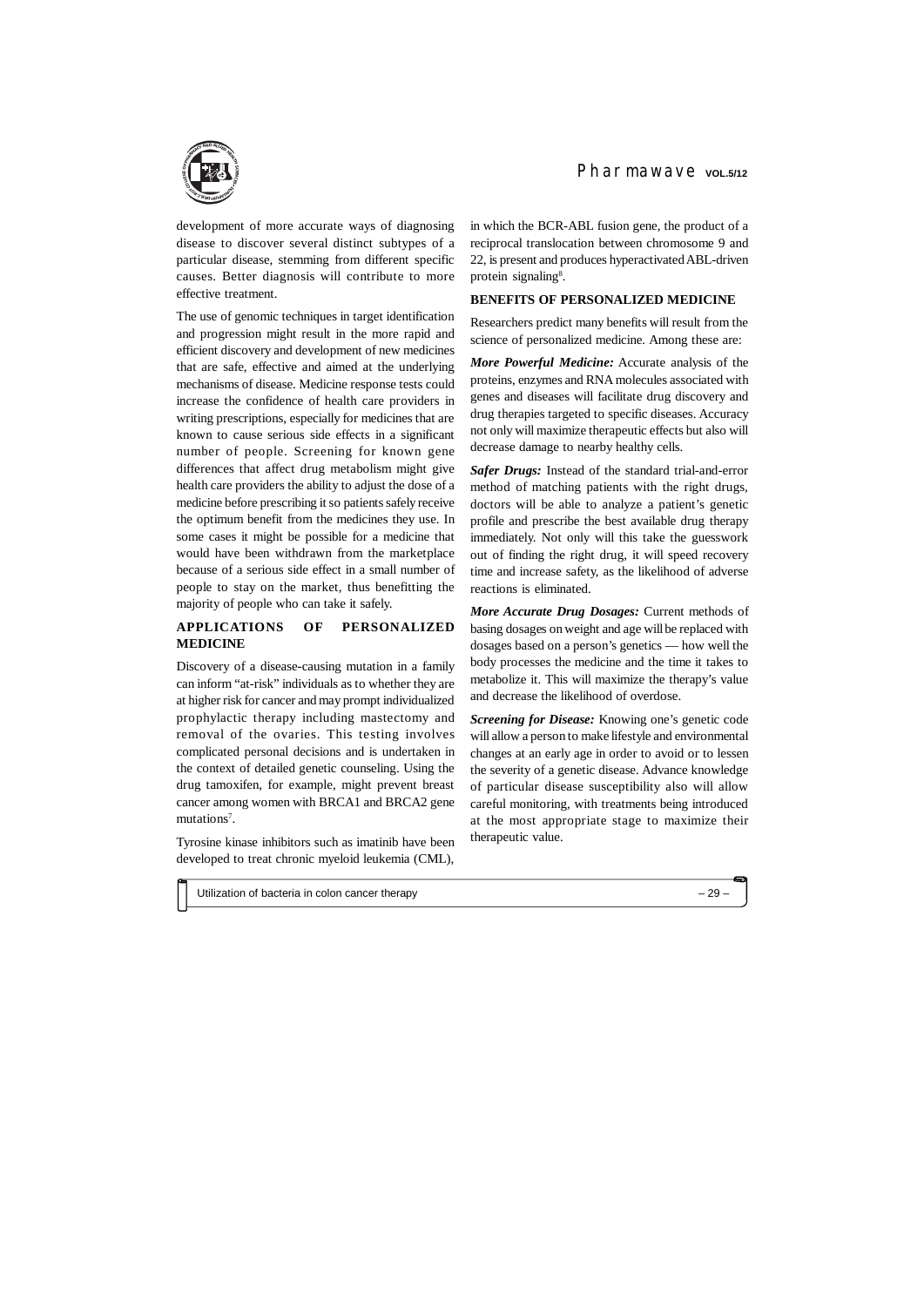development of more accurate ways of diagnosing disease to discover several distinct subtypes of a particular disease, stemming from different specific causes. Better diagnosis will contribute to more effective treatment.

The use of genomic techniques in target identification and progression might result in the more rapid and efficient discovery and development of new medicines that are safe, effective and aimed at the underlying mechanisms of disease. Medicine response tests could increase the confidence of health care providers in writing prescriptions, especially for medicines that are known to cause serious side effects in a significant number of people. Screening for known gene differences that affect drug metabolism might give health care providers the ability to adjust the dose of a medicine before prescribing it so patients safely receive the optimum benefit from the medicines they use. In some cases it might be possible for a medicine that would have been withdrawn from the marketplace because of a serious side effect in a small number of people to stay on the market, thus benefitting the majority of people who can take it safely.

## APPLICATIONS OF PERSONALIZED MEDICINE

Discovery of a disease-causing mutation in a family can inform "at-risk" individuals as to whether they are at higher risk for cancer and may prompt individualized prophylactic therapy including mastectomy and removal of the ovaries. This testing involves complicated personal decisions and is undertaken in the context of detailed genetic counseling. Using the drug tamoxifen, for example, might prevent breast cancer among women with BRCA1 and BRCA2 gene mutations[7].

Tyrosine kinase inhibitors such as imatinib have been developed to treat chronic myeloid leukemia (CML), in which the BCR-ABL fusion gene, the product of a reciprocal translocation between chromosome 9 and 22, is present and produces hyperactivated ABL-driven protein signaling[8].

## BENEFITS OF PERSONALIZED MEDICINE

Researchers predict many benefits will result from the science of personalized medicine. Among these are:

***More Powerful Medicine:*** Accurate analysis of the proteins, enzymes and RNA molecules associated with genes and diseases will facilitate drug discovery and drug therapies targeted to specific diseases. Accuracy not only will maximize therapeutic effects but also will decrease damage to nearby healthy cells.

***Safer Drugs:*** Instead of the standard trial-and-error method of matching patients with the right drugs, doctors will be able to analyze a patient's genetic profile and prescribe the best available drug therapy immediately. Not only will this take the guesswork out of finding the right drug, it will speed recovery time and increase safety, as the likelihood of adverse reactions is eliminated.

***More Accurate Drug Dosages:*** Current methods of basing dosages on weight and age will be replaced with dosages based on a person's genetics — how well the body processes the medicine and the time it takes to metabolize it. This will maximize the therapy's value and decrease the likelihood of overdose.

***Screening for Disease:*** Knowing one's genetic code will allow a person to make lifestyle and environmental changes at an early age in order to avoid or to lessen the severity of a genetic disease. Advance knowledge of particular disease susceptibility also will allow careful monitoring, with treatments being introduced at the most appropriate stage to maximize their therapeutic value.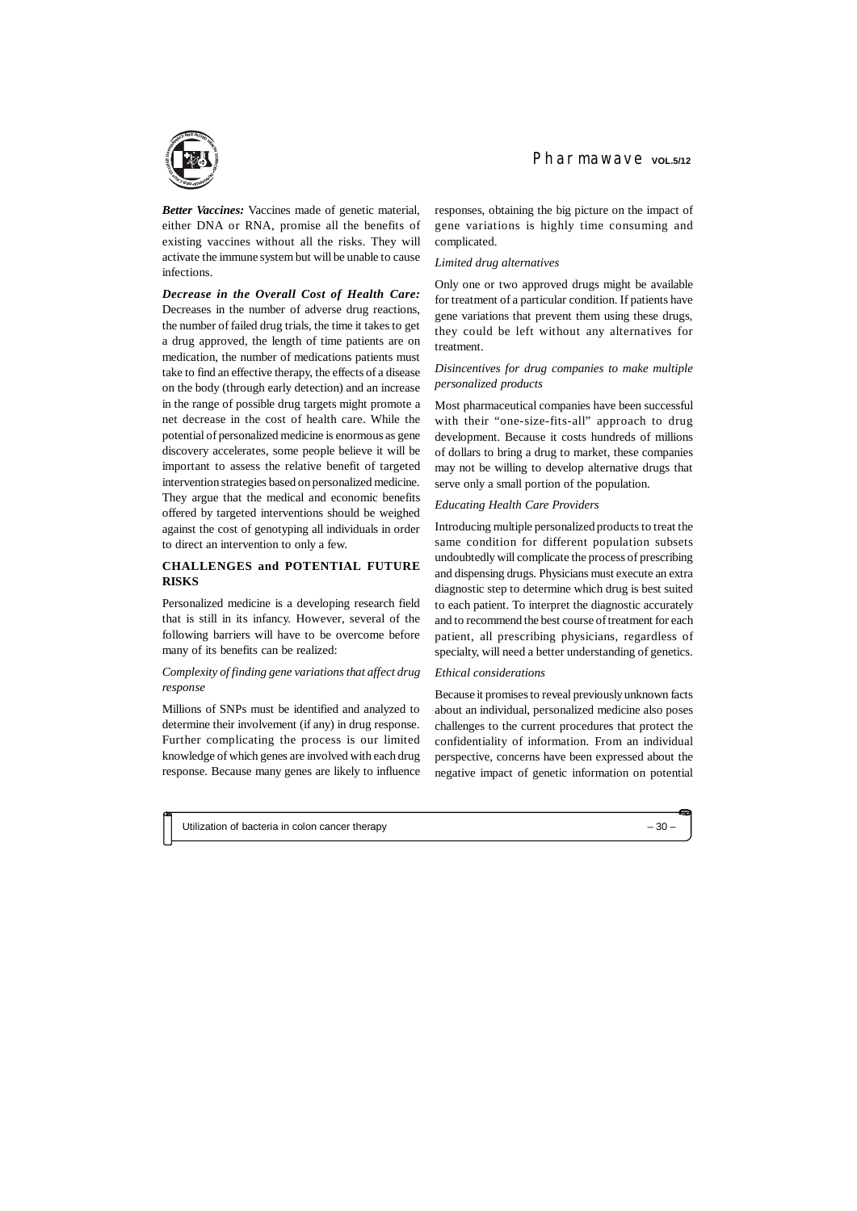***Better Vaccines:*** Vaccines made of genetic material, either DNA or RNA, promise all the benefits of existing vaccines without all the risks. They will activate the immune system but will be unable to cause infections.

***Decrease in the Overall Cost of Health Care:*** Decreases in the number of adverse drug reactions, the number of failed drug trials, the time it takes to get a drug approved, the length of time patients are on medication, the number of medications patients must take to find an effective therapy, the effects of a disease on the body (through early detection) and an increase in the range of possible drug targets might promote a net decrease in the cost of health care. While the potential of personalized medicine is enormous as gene discovery accelerates, some people believe it will be important to assess the relative benefit of targeted intervention strategies based on personalized medicine. They argue that the medical and economic benefits offered by targeted interventions should be weighed against the cost of genotyping all individuals in order to direct an intervention to only a few.

## CHALLENGES and POTENTIAL FUTURE RISKS

Personalized medicine is a developing research field that is still in its infancy. However, several of the following barriers will have to be overcome before many of its benefits can be realized:

*Complexity of finding gene variations that affect drug response*

Millions of SNPs must be identified and analyzed to determine their involvement (if any) in drug response. Further complicating the process is our limited knowledge of which genes are involved with each drug response. Because many genes are likely to influence responses, obtaining the big picture on the impact of gene variations is highly time consuming and complicated.

*Limited drug alternatives*

Only one or two approved drugs might be available for treatment of a particular condition. If patients have gene variations that prevent them using these drugs, they could be left without any alternatives for treatment.

*Disincentives for drug companies to make multiple personalized products*

Most pharmaceutical companies have been successful with their "one-size-fits-all" approach to drug development. Because it costs hundreds of millions of dollars to bring a drug to market, these companies may not be willing to develop alternative drugs that serve only a small portion of the population.

*Educating Health Care Providers*

Introducing multiple personalized products to treat the same condition for different population subsets undoubtedly will complicate the process of prescribing and dispensing drugs. Physicians must execute an extra diagnostic step to determine which drug is best suited to each patient. To interpret the diagnostic accurately and to recommend the best course of treatment for each patient, all prescribing physicians, regardless of specialty, will need a better understanding of genetics.

*Ethical considerations*

Because it promises to reveal previously unknown facts about an individual, personalized medicine also poses challenges to the current procedures that protect the confidentiality of information. From an individual perspective, concerns have been expressed about the negative impact of genetic information on potential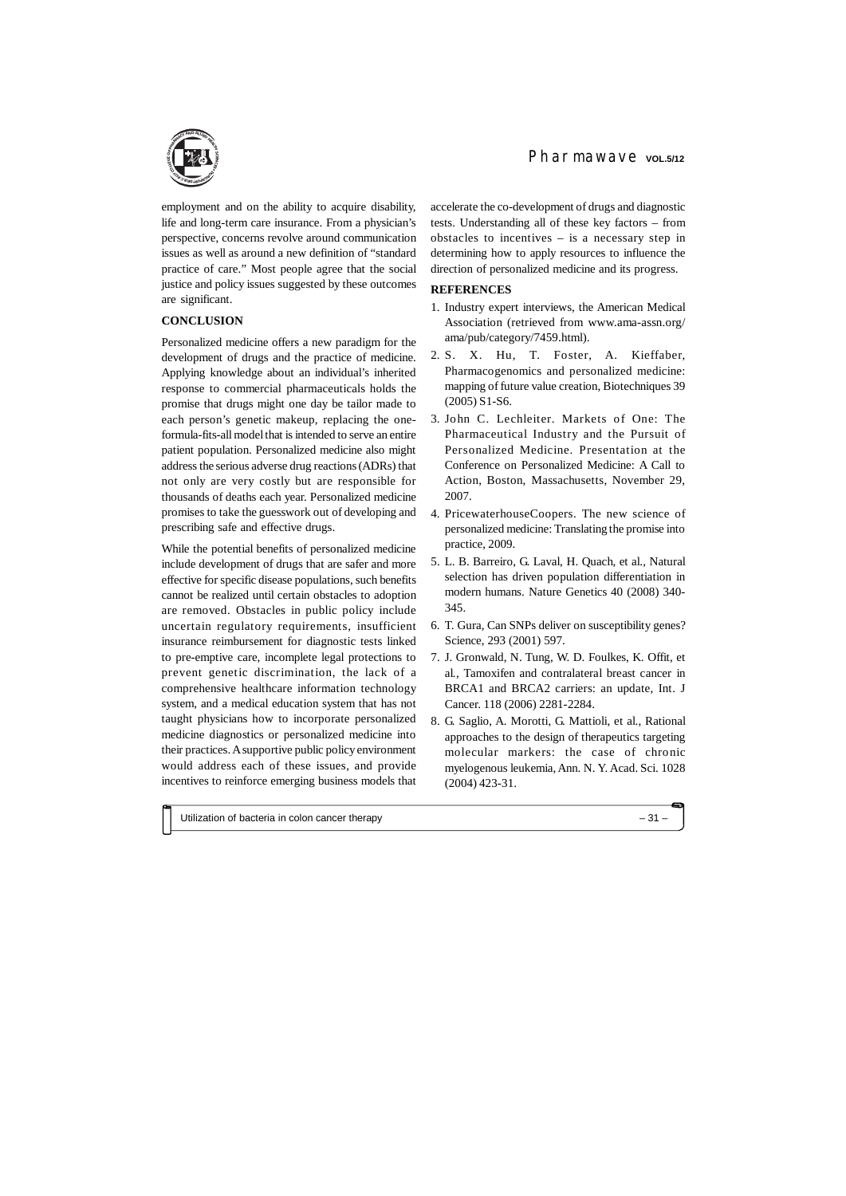employment and on the ability to acquire disability, life and long-term care insurance. From a physician's perspective, concerns revolve around communication issues as well as around a new definition of "standard practice of care." Most people agree that the social justice and policy issues suggested by these outcomes are significant.

## CONCLUSION

Personalized medicine offers a new paradigm for the development of drugs and the practice of medicine. Applying knowledge about an individual's inherited response to commercial pharmaceuticals holds the promise that drugs might one day be tailor made to each person's genetic makeup, replacing the one-formula-fits-all model that is intended to serve an entire patient population. Personalized medicine also might address the serious adverse drug reactions (ADRs) that not only are very costly but are responsible for thousands of deaths each year. Personalized medicine promises to take the guesswork out of developing and prescribing safe and effective drugs.

While the potential benefits of personalized medicine include development of drugs that are safer and more effective for specific disease populations, such benefits cannot be realized until certain obstacles to adoption are removed. Obstacles in public policy include uncertain regulatory requirements, insufficient insurance reimbursement for diagnostic tests linked to pre-emptive care, incomplete legal protections to prevent genetic discrimination, the lack of a comprehensive healthcare information technology system, and a medical education system that has not taught physicians how to incorporate personalized medicine diagnostics or personalized medicine into their practices. A supportive public policy environment would address each of these issues, and provide incentives to reinforce emerging business models that accelerate the co-development of drugs and diagnostic tests. Understanding all of these key factors – from obstacles to incentives – is a necessary step in determining how to apply resources to influence the direction of personalized medicine and its progress.

## REFERENCES

1. Industry expert interviews, the American Medical Association (retrieved from www.ama-assn.org/ama/pub/category/7459.html).
2. S. X. Hu, T. Foster, A. Kieffaber, Pharmacogenomics and personalized medicine: mapping of future value creation, Biotechniques 39 (2005) S1-S6.
3. John C. Lechleiter. Markets of One: The Pharmaceutical Industry and the Pursuit of Personalized Medicine. Presentation at the Conference on Personalized Medicine: A Call to Action, Boston, Massachusetts, November 29, 2007.
4. PricewaterhouseCoopers. The new science of personalized medicine: Translating the promise into practice, 2009.
5. L. B. Barreiro, G. Laval, H. Quach, et al., Natural selection has driven population differentiation in modern humans. Nature Genetics 40 (2008) 340-345.
6. T. Gura, Can SNPs deliver on susceptibility genes? Science, 293 (2001) 597.
7. J. Gronwald, N. Tung, W. D. Foulkes, K. Offit, et al., Tamoxifen and contralateral breast cancer in BRCA1 and BRCA2 carriers: an update, Int. J Cancer. 118 (2006) 2281-2284.
8. G. Saglio, A. Morotti, G. Mattioli, et al., Rational approaches to the design of therapeutics targeting molecular markers: the case of chronic myelogenous leukemia, Ann. N. Y. Acad. Sci. 1028 (2004) 423-31.